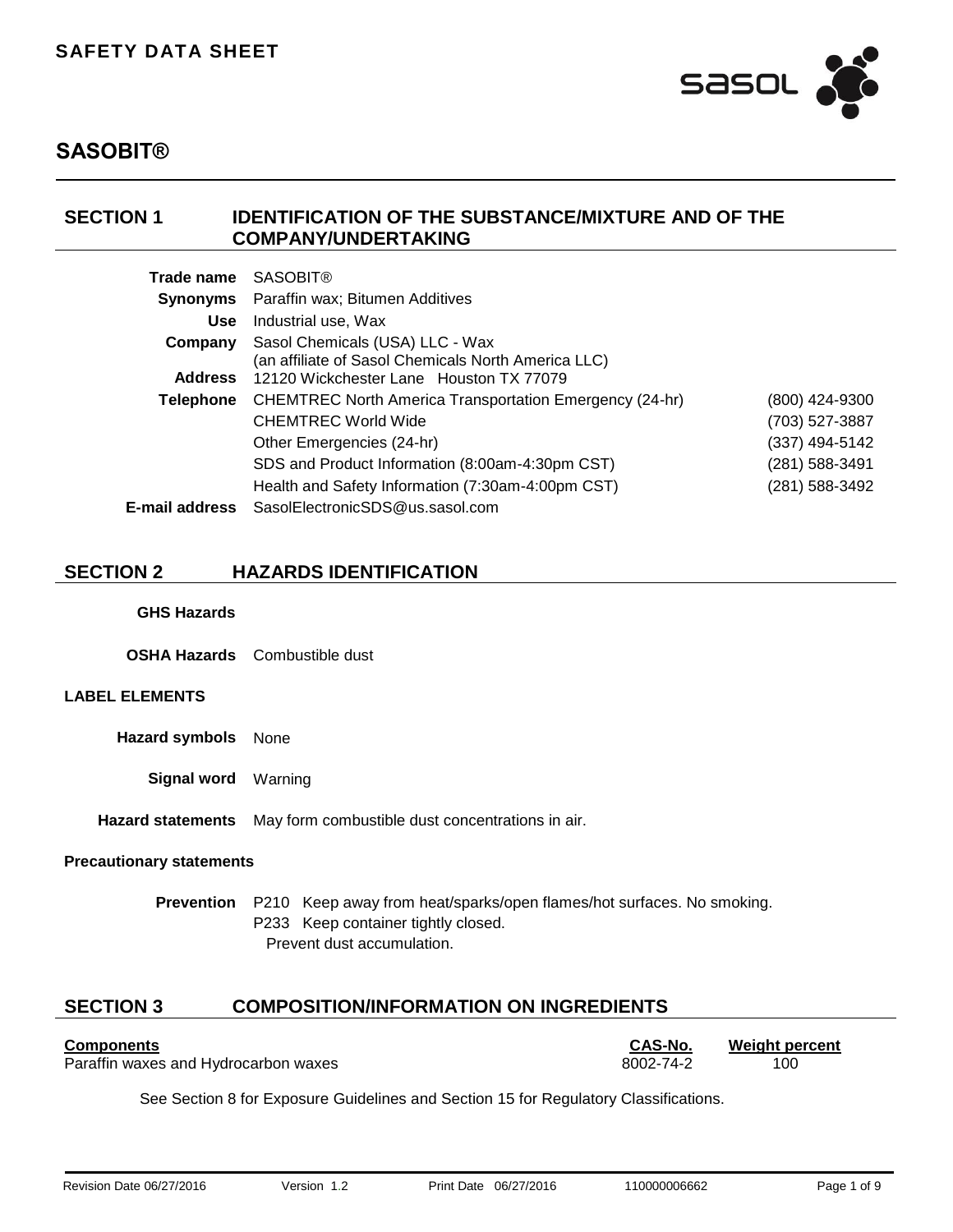**SAFETY DATA SHEET**

# SASOBIT®

## SECTION 1 IDENTIFICATION OF THE SUBSTANCE/MIXTURE AND OF THE COMPANY/UNDERTAKING

| | | |
|---|---|---|
| **Trade name** | SASOBIT® | |
| **Synonyms** | Paraffin wax; Bitumen Additives | |
| **Use** | Industrial use, Wax | |
| **Company** | Sasol Chemicals (USA) LLC - Wax (an affiliate of Sasol Chemicals North America LLC) | |
| **Address** | 12120 Wickchester Lane Houston TX 77079 | |
| **Telephone** | CHEMTREC North America Transportation Emergency (24-hr) | (800) 424-9300 |
| | CHEMTREC World Wide | (703) 527-3887 |
| | Other Emergencies (24-hr) | (337) 494-5142 |
| | SDS and Product Information (8:00am-4:30pm CST) | (281) 588-3491 |
| | Health and Safety Information (7:30am-4:00pm CST) | (281) 588-3492 |
| **E-mail address** | SasolElectronicSDS@us.sasol.com | |

## SECTION 2 HAZARDS IDENTIFICATION

**GHS Hazards**

**OSHA Hazards** Combustible dust

### LABEL ELEMENTS

**Hazard symbols** None

**Signal word** Warning

**Hazard statements** May form combustible dust concentrations in air.

### Precautionary statements

**Prevention** P210 Keep away from heat/sparks/open flames/hot surfaces. No smoking.
P233 Keep container tightly closed.
Prevent dust accumulation.

## SECTION 3 COMPOSITION/INFORMATION ON INGREDIENTS

| Components | CAS-No. | Weight percent |
|---|---|---|
| Paraffin waxes and Hydrocarbon waxes | 8002-74-2 | 100 |

See Section 8 for Exposure Guidelines and Section 15 for Regulatory Classifications.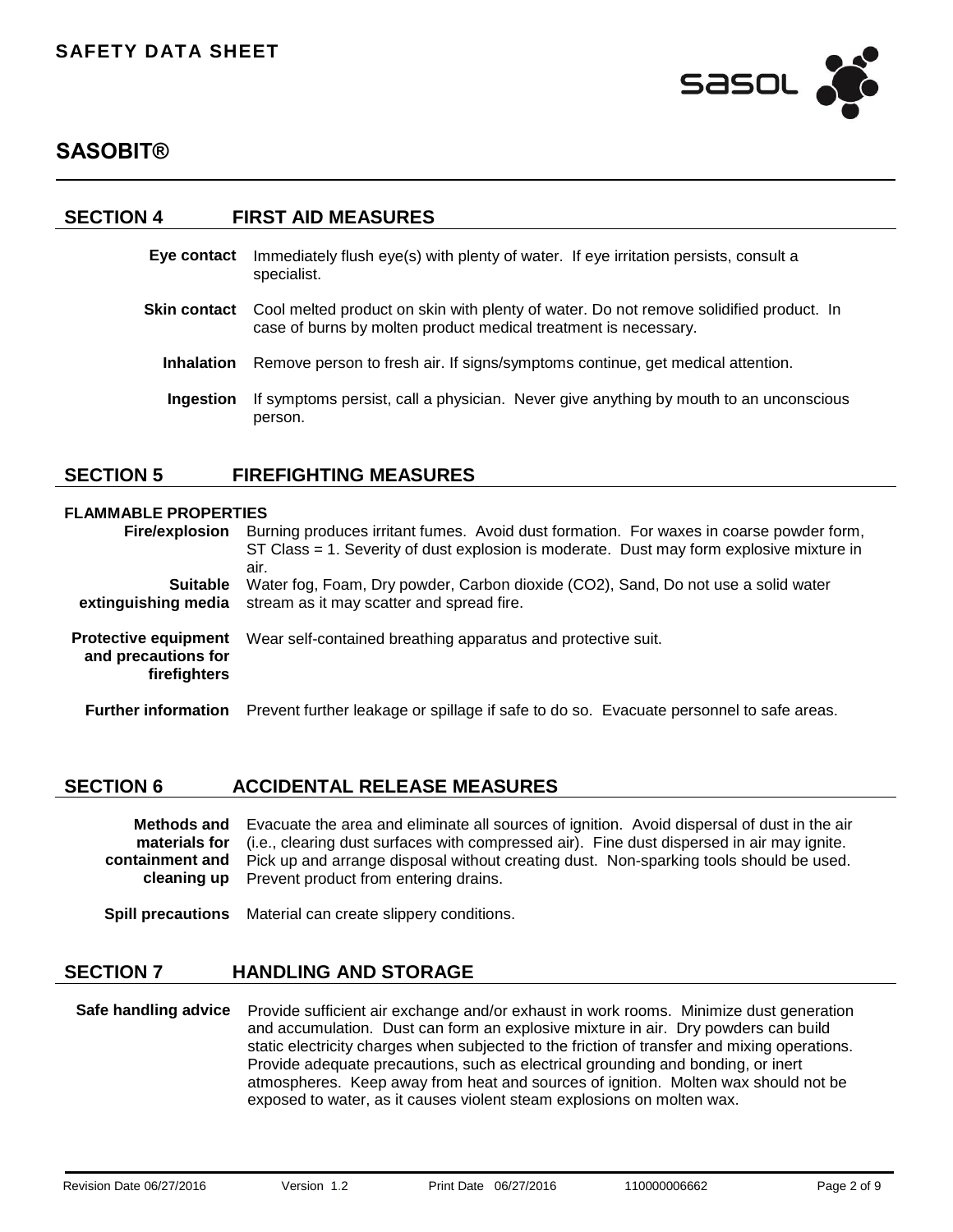# SASOBIT®

## SECTION 4 FIRST AID MEASURES

**Eye contact** Immediately flush eye(s) with plenty of water. If eye irritation persists, consult a specialist.

**Skin contact** Cool melted product on skin with plenty of water. Do not remove solidified product. In case of burns by molten product medical treatment is necessary.

**Inhalation** Remove person to fresh air. If signs/symptoms continue, get medical attention.

**Ingestion** If symptoms persist, call a physician. Never give anything by mouth to an unconscious person.

## SECTION 5 FIREFIGHTING MEASURES

**FLAMMABLE PROPERTIES**

**Fire/explosion** Burning produces irritant fumes. Avoid dust formation. For waxes in coarse powder form, ST Class = 1. Severity of dust explosion is moderate. Dust may form explosive mixture in air.

**Suitable extinguishing media** Water fog, Foam, Dry powder, Carbon dioxide ($CO_2$), Sand, Do not use a solid water stream as it may scatter and spread fire.

**Protective equipment and precautions for firefighters** Wear self-contained breathing apparatus and protective suit.

**Further information** Prevent further leakage or spillage if safe to do so. Evacuate personnel to safe areas.

## SECTION 6 ACCIDENTAL RELEASE MEASURES

**Methods and materials for containment and cleaning up** Evacuate the area and eliminate all sources of ignition. Avoid dispersal of dust in the air (i.e., clearing dust surfaces with compressed air). Fine dust dispersed in air may ignite. Pick up and arrange disposal without creating dust. Non-sparking tools should be used. Prevent product from entering drains.

**Spill precautions** Material can create slippery conditions.

## SECTION 7 HANDLING AND STORAGE

**Safe handling advice** Provide sufficient air exchange and/or exhaust in work rooms. Minimize dust generation and accumulation. Dust can form an explosive mixture in air. Dry powders can build static electricity charges when subjected to the friction of transfer and mixing operations. Provide adequate precautions, such as electrical grounding and bonding, or inert atmospheres. Keep away from heat and sources of ignition. Molten wax should not be exposed to water, as it causes violent steam explosions on molten wax.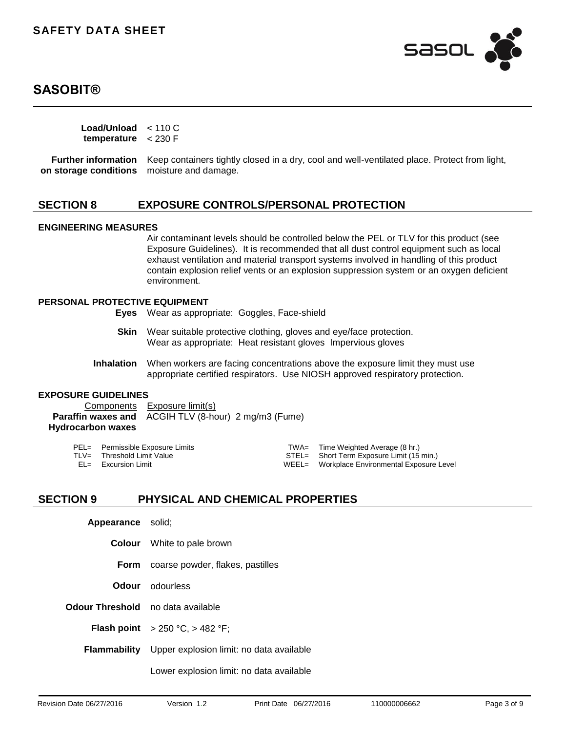| | |
|---|---|
| **Load/Unload temperature** | < 110 C<br>< 230 F |
| **Further information on storage conditions** | Keep containers tightly closed in a dry, cool and well-ventilated place. Protect from light, moisture and damage. |

## SECTION 8 EXPOSURE CONTROLS/PERSONAL PROTECTION

### ENGINEERING MEASURES

Air contaminant levels should be controlled below the PEL or TLV for this product (see Exposure Guidelines). It is recommended that all dust control equipment such as local exhaust ventilation and material transport systems involved in handling of this product contain explosion relief vents or an explosion suppression system or an oxygen deficient environment.

### PERSONAL PROTECTIVE EQUIPMENT

**Eyes** Wear as appropriate: Goggles, Face-shield

**Skin** Wear suitable protective clothing, gloves and eye/face protection.
Wear as appropriate: Heat resistant gloves Impervious gloves

**Inhalation** When workers are facing concentrations above the exposure limit they must use appropriate certified respirators. Use NIOSH approved respiratory protection.

### EXPOSURE GUIDELINES

| Components | Exposure limit(s) |
|---|---|
| **Paraffin waxes and Hydrocarbon waxes** | ACGIH TLV (8-hour) 2 mg/m3 (Fume) |

PEL= Permissible Exposure Limits
TLV= Threshold Limit Value
EL= Excursion Limit
TWA= Time Weighted Average (8 hr.)
STEL= Short Term Exposure Limit (15 min.)
WEEL= Workplace Environmental Exposure Level

## SECTION 9 PHYSICAL AND CHEMICAL PROPERTIES

| | |
|---|---|
| **Appearance** | solid; |
| **Colour** | White to pale brown |
| **Form** | coarse powder, flakes, pastilles |
| **Odour** | odourless |
| **Odour Threshold** | no data available |
| **Flash point** | > 250 °C, > 482 °F; |
| **Flammability** | Upper explosion limit: no data available<br>Lower explosion limit: no data available |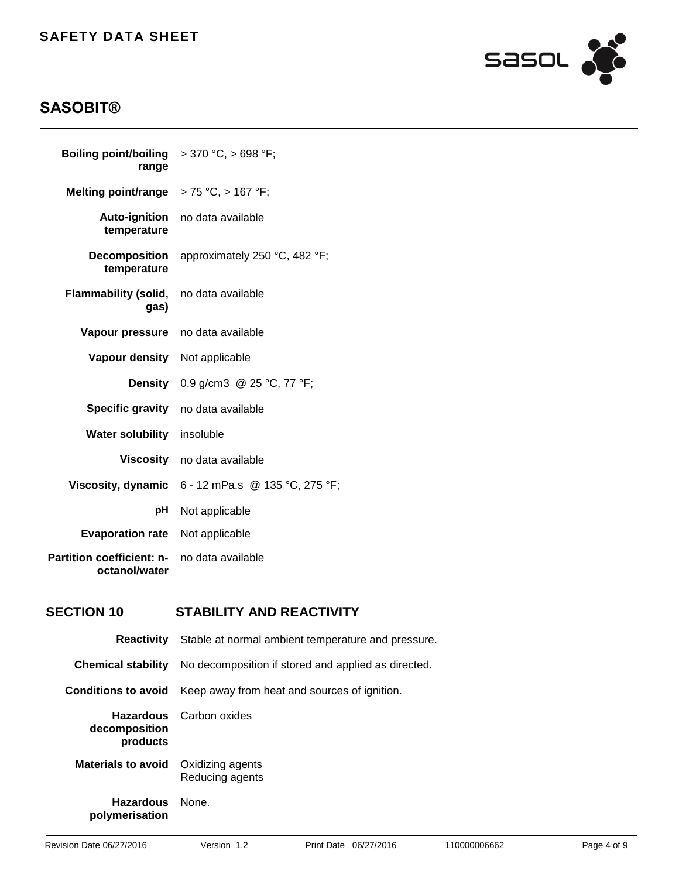| | |
|---|---|
| **Boiling point/boiling range** | > 370 °C, > 698 °F; |
| **Melting point/range** | > 75 °C, > 167 °F; |
| **Auto-ignition temperature** | no data available |
| **Decomposition temperature** | approximately 250 °C, 482 °F; |
| **Flammability (solid, gas)** | no data available |
| **Vapour pressure** | no data available |
| **Vapour density** | Not applicable |
| **Density** | 0.9 g/cm3 @ 25 °C, 77 °F; |
| **Specific gravity** | no data available |
| **Water solubility** | insoluble |
| **Viscosity** | no data available |
| **Viscosity, dynamic** | 6 - 12 mPa.s @ 135 °C, 275 °F; |
| **pH** | Not applicable |
| **Evaporation rate** | Not applicable |
| **Partition coefficient: n-octanol/water** | no data available |

## SECTION 10 STABILITY AND REACTIVITY

| | |
|---|---|
| **Reactivity** | Stable at normal ambient temperature and pressure. |
| **Chemical stability** | No decomposition if stored and applied as directed. |
| **Conditions to avoid** | Keep away from heat and sources of ignition. |
| **Hazardous decomposition products** | Carbon oxides |
| **Materials to avoid** | Oxidizing agents<br>Reducing agents |
| **Hazardous polymerisation** | None. |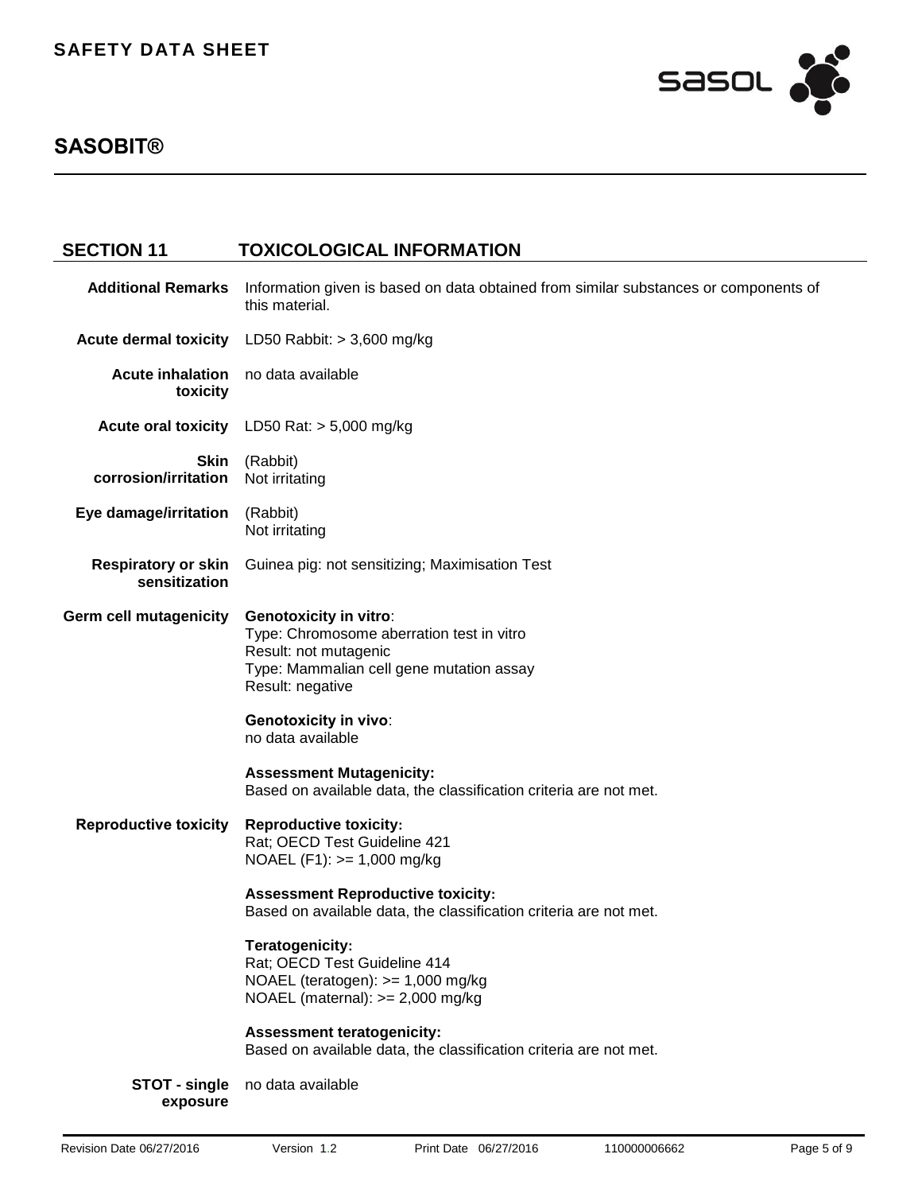## SECTION 11 TOXICOLOGICAL INFORMATION

**Additional Remarks** Information given is based on data obtained from similar substances or components of this material.

**Acute dermal toxicity** LD50 Rabbit: > 3,600 mg/kg

**Acute inhalation toxicity** no data available

**Acute oral toxicity** LD50 Rat: > 5,000 mg/kg

**Skin corrosion/irritation** (Rabbit)
Not irritating

**Eye damage/irritation** (Rabbit)
Not irritating

**Respiratory or skin sensitization** Guinea pig: not sensitizing; Maximisation Test

**Germ cell mutagenicity**

**Genotoxicity in vitro**:
Type: Chromosome aberration test in vitro
Result: not mutagenic
Type: Mammalian cell gene mutation assay
Result: negative

**Genotoxicity in vivo**:
no data available

**Assessment Mutagenicity:**
Based on available data, the classification criteria are not met.

**Reproductive toxicity**

**Reproductive toxicity:**
Rat; OECD Test Guideline 421
NOAEL (F1): >= 1,000 mg/kg

**Assessment Reproductive toxicity:**
Based on available data, the classification criteria are not met.

**Teratogenicity:**
Rat; OECD Test Guideline 414
NOAEL (teratogen): >= 1,000 mg/kg
NOAEL (maternal): >= 2,000 mg/kg

**Assessment teratogenicity:**
Based on available data, the classification criteria are not met.

**STOT - single exposure** no data available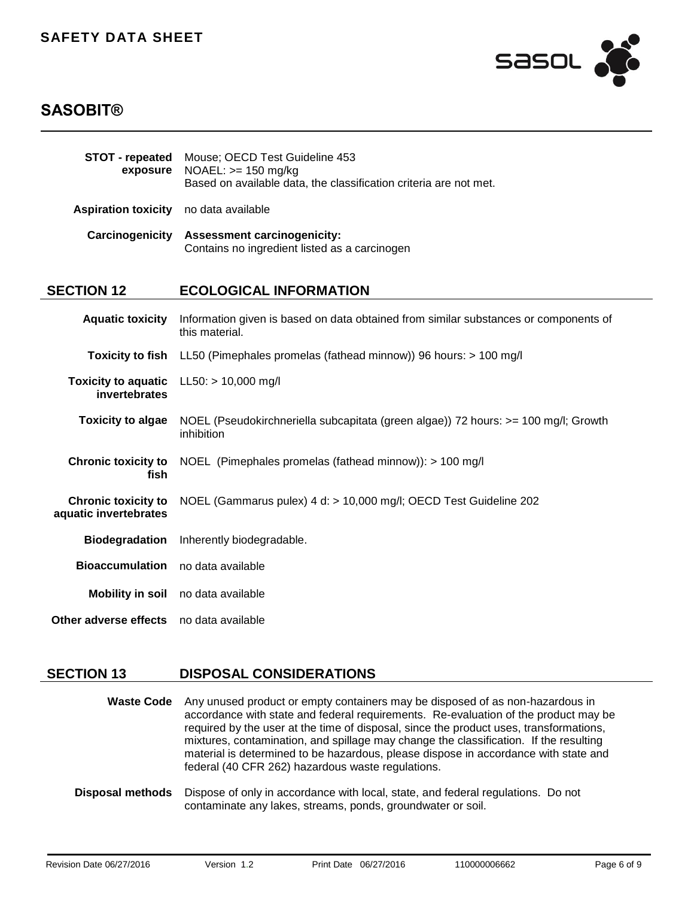**STOT - repeated exposure** Mouse; OECD Test Guideline 453
NOAEL: >= 150 mg/kg
Based on available data, the classification criteria are not met.

**Aspiration toxicity** no data available

**Carcinogenicity** **Assessment carcinogenicity:**
Contains no ingredient listed as a carcinogen

## SECTION 12 ECOLOGICAL INFORMATION

**Aquatic toxicity** Information given is based on data obtained from similar substances or components of this material.

**Toxicity to fish** LL50 (Pimephales promelas (fathead minnow)) 96 hours: > 100 mg/l

**Toxicity to aquatic invertebrates** LL50: > 10,000 mg/l

**Toxicity to algae** NOEL (Pseudokirchneriella subcapitata (green algae)) 72 hours: >= 100 mg/l; Growth inhibition

**Chronic toxicity to fish** NOEL (Pimephales promelas (fathead minnow)): > 100 mg/l

**Chronic toxicity to aquatic invertebrates** NOEL (Gammarus pulex) 4 d: > 10,000 mg/l; OECD Test Guideline 202

**Biodegradation** Inherently biodegradable.

**Bioaccumulation** no data available

**Mobility in soil** no data available

**Other adverse effects** no data available

## SECTION 13 DISPOSAL CONSIDERATIONS

**Waste Code** Any unused product or empty containers may be disposed of as non-hazardous in accordance with state and federal requirements. Re-evaluation of the product may be required by the user at the time of disposal, since the product uses, transformations, mixtures, contamination, and spillage may change the classification. If the resulting material is determined to be hazardous, please dispose in accordance with state and federal (40 CFR 262) hazardous waste regulations.

**Disposal methods** Dispose of only in accordance with local, state, and federal regulations. Do not contaminate any lakes, streams, ponds, groundwater or soil.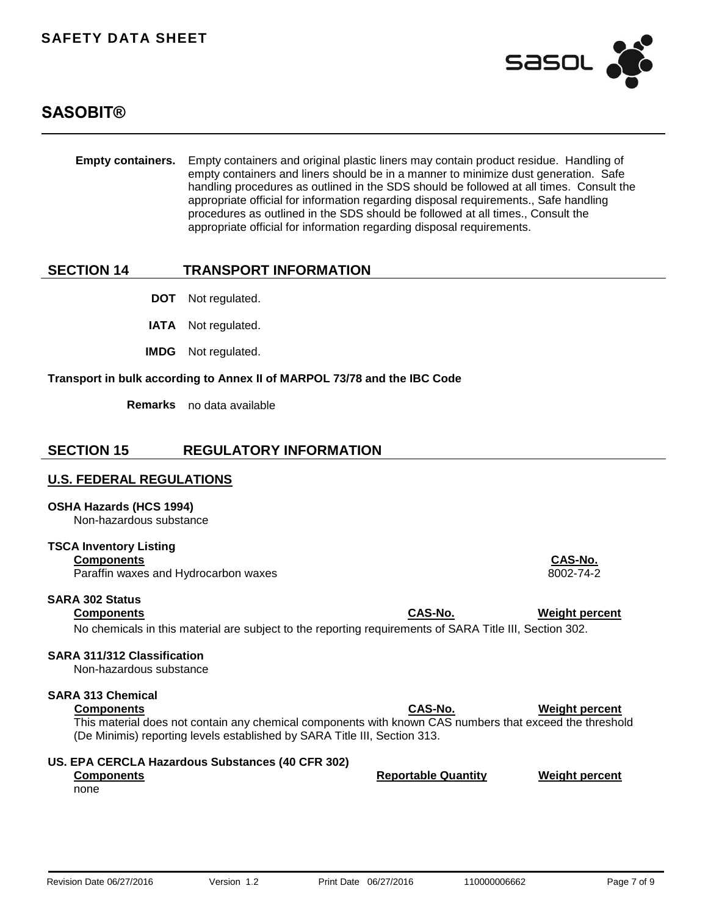**Empty containers.** Empty containers and original plastic liners may contain product residue. Handling of empty containers and liners should be in a manner to minimize dust generation. Safe handling procedures as outlined in the SDS should be followed at all times. Consult the appropriate official for information regarding disposal requirements., Safe handling procedures as outlined in the SDS should be followed at all times., Consult the appropriate official for information regarding disposal requirements.

## SECTION 14 TRANSPORT INFORMATION

**DOT** Not regulated.

**IATA** Not regulated.

**IMDG** Not regulated.

**Transport in bulk according to Annex II of MARPOL 73/78 and the IBC Code**

**Remarks** no data available

## SECTION 15 REGULATORY INFORMATION

### U.S. FEDERAL REGULATIONS

**OSHA Hazards (HCS 1994)**
Non-hazardous substance

**TSCA Inventory Listing**

| Components | CAS-No. |
|---|---|
| Paraffin waxes and Hydrocarbon waxes | 8002-74-2 |

**SARA 302 Status**

| Components | CAS-No. | Weight percent |
|---|---|---|

No chemicals in this material are subject to the reporting requirements of SARA Title III, Section 302.

**SARA 311/312 Classification**
Non-hazardous substance

**SARA 313 Chemical**

| Components | CAS-No. | Weight percent |
|---|---|---|

This material does not contain any chemical components with known CAS numbers that exceed the threshold (De Minimis) reporting levels established by SARA Title III, Section 313.

**US. EPA CERCLA Hazardous Substances (40 CFR 302)**

| Components | Reportable Quantity | Weight percent |
|---|---|---|
| none | | |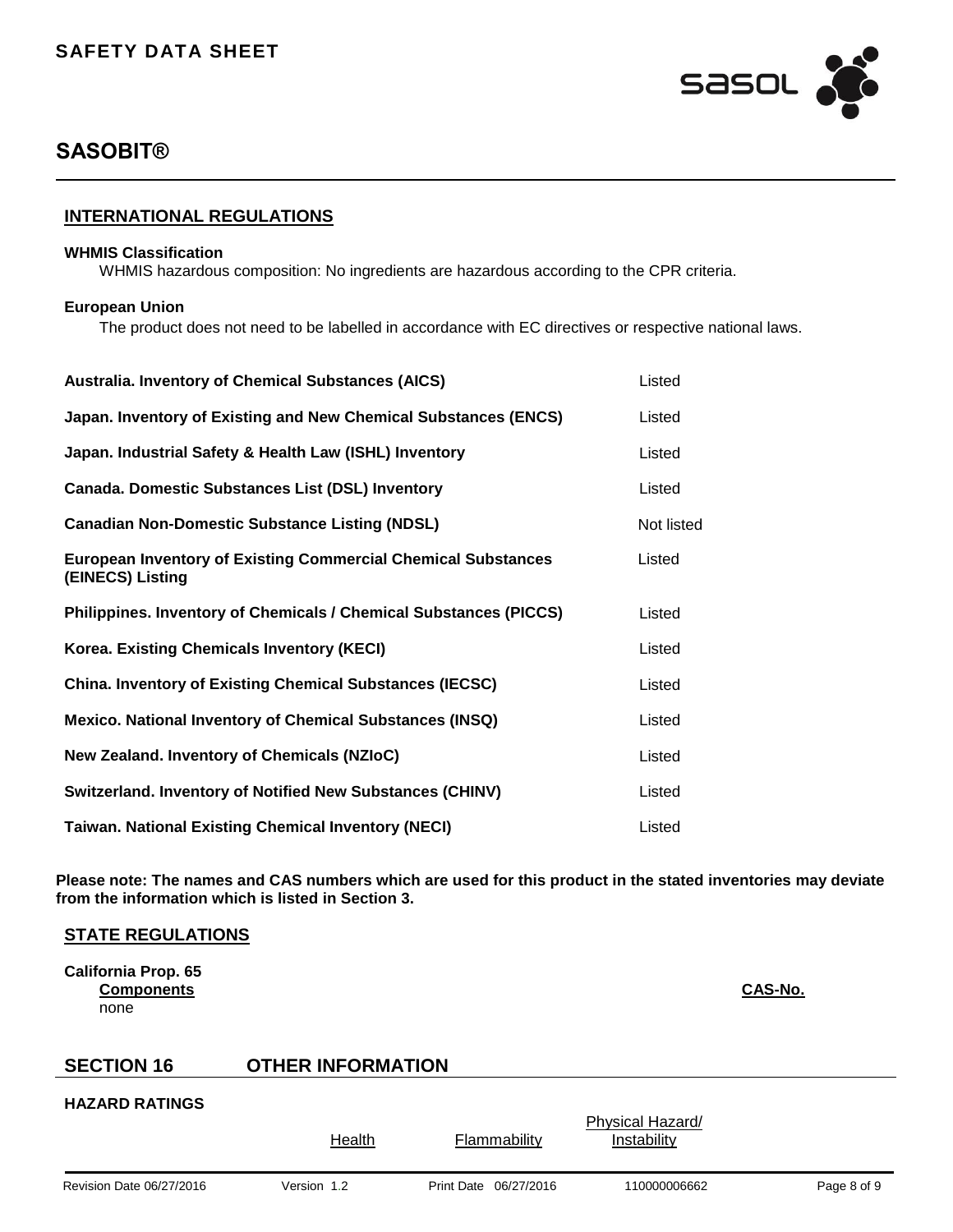## INTERNATIONAL REGULATIONS

**WHMIS Classification**

WHMIS hazardous composition: No ingredients are hazardous according to the CPR criteria.

**European Union**

The product does not need to be labelled in accordance with EC directives or respective national laws.

| | |
|---|---|
| **Australia. Inventory of Chemical Substances (AICS)** | Listed |
| **Japan. Inventory of Existing and New Chemical Substances (ENCS)** | Listed |
| **Japan. Industrial Safety & Health Law (ISHL) Inventory** | Listed |
| **Canada. Domestic Substances List (DSL) Inventory** | Listed |
| **Canadian Non-Domestic Substance Listing (NDSL)** | Not listed |
| **European Inventory of Existing Commercial Chemical Substances (EINECS) Listing** | Listed |
| **Philippines. Inventory of Chemicals / Chemical Substances (PICCS)** | Listed |
| **Korea. Existing Chemicals Inventory (KECI)** | Listed |
| **China. Inventory of Existing Chemical Substances (IECSC)** | Listed |
| **Mexico. National Inventory of Chemical Substances (INSQ)** | Listed |
| **New Zealand. Inventory of Chemicals (NZIoC)** | Listed |
| **Switzerland. Inventory of Notified New Substances (CHINV)** | Listed |
| **Taiwan. National Existing Chemical Inventory (NECI)** | Listed |

**Please note: The names and CAS numbers which are used for this product in the stated inventories may deviate from the information which is listed in Section 3.**

## STATE REGULATIONS

**California Prop. 65**

| Components | CAS-No. |
|---|---|
| none | |

## SECTION 16 OTHER INFORMATION

**HAZARD RATINGS**

| | Health | Flammability | Physical Hazard/ Instability |
|---|---|---|---|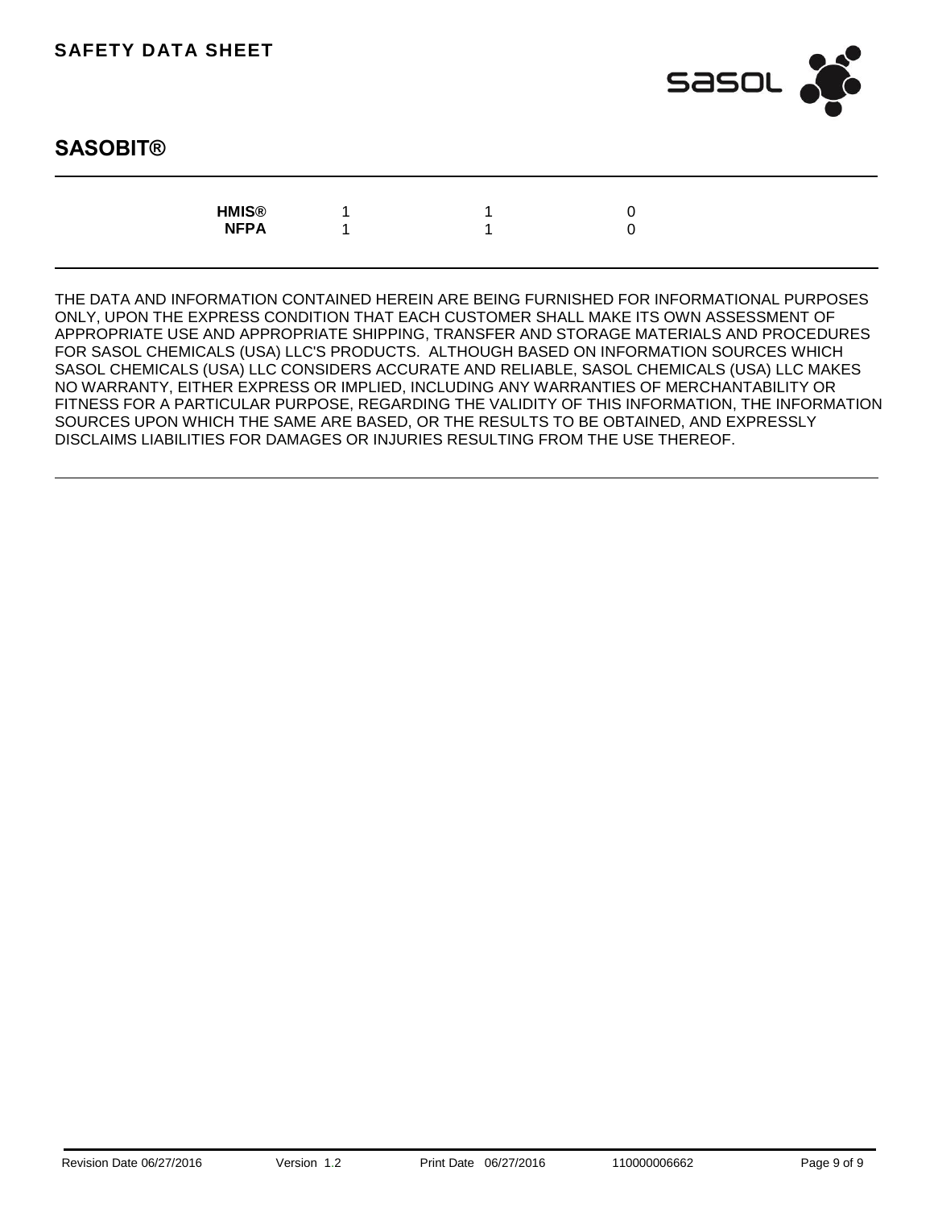| | | | |
|---|---|---|---|
| **HMIS®** | 1 | 1 | 0 |
| **NFPA** | 1 | 1 | 0 |

THE DATA AND INFORMATION CONTAINED HEREIN ARE BEING FURNISHED FOR INFORMATIONAL PURPOSES ONLY, UPON THE EXPRESS CONDITION THAT EACH CUSTOMER SHALL MAKE ITS OWN ASSESSMENT OF APPROPRIATE USE AND APPROPRIATE SHIPPING, TRANSFER AND STORAGE MATERIALS AND PROCEDURES FOR SASOL CHEMICALS (USA) LLC'S PRODUCTS. ALTHOUGH BASED ON INFORMATION SOURCES WHICH SASOL CHEMICALS (USA) LLC CONSIDERS ACCURATE AND RELIABLE, SASOL CHEMICALS (USA) LLC MAKES NO WARRANTY, EITHER EXPRESS OR IMPLIED, INCLUDING ANY WARRANTIES OF MERCHANTABILITY OR FITNESS FOR A PARTICULAR PURPOSE, REGARDING THE VALIDITY OF THIS INFORMATION, THE INFORMATION SOURCES UPON WHICH THE SAME ARE BASED, OR THE RESULTS TO BE OBTAINED, AND EXPRESSLY DISCLAIMS LIABILITIES FOR DAMAGES OR INJURIES RESULTING FROM THE USE THEREOF.